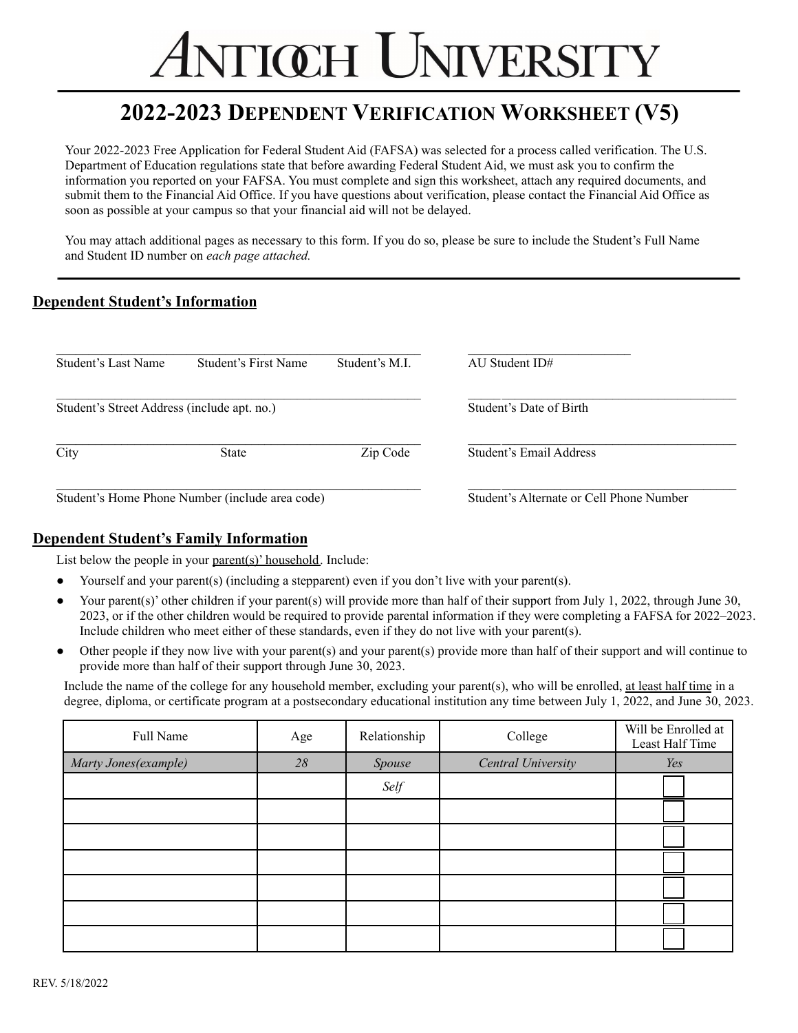# ANTIOCH UNIVERSITY

## 2022-2023 DEPENDENT VERIFICATION WORKSHEET (V5)

Your 2022-2023 Free Application for Federal Student Aid (FAFSA) was selected for a process called verification. The U.S. Department of Education regulations state that before awarding Federal Student Aid, we must ask you to confirm the information you reported on your FAFSA. You must complete and sign this worksheet, attach any required documents, and submit them to the Financial Aid Office. If you have questions about verification, please contact the Financial Aid Office as soon as possible at your campus so that your financial aid will not be delayed.

You may attach additional pages as necessary to this form. If you do so, please be sure to include the Student's Full Name and Student ID number on *each page attached.*

### Dependent Student's Information

\_\_\_\_\_\_\_\_\_\_\_\_\_\_\_\_\_\_\_\_\_\_\_\_\_\_\_\_\_\_\_\_\_\_\_\_\_\_\_\_\_\_\_\_\_\_\_\_\_\_\_\_\_\_
Student's Last Name Student's First Name Student's M.I.

\_\_\_\_\_\_\_\_\_\_\_\_\_\_\_\_\_\_\_\_\_\_\_\_\_\_
AU Student ID#

\_\_\_\_\_\_\_\_\_\_\_\_\_\_\_\_\_\_\_\_\_\_\_\_\_\_\_\_\_\_\_\_\_\_\_\_\_\_\_\_\_\_\_\_\_\_\_\_\_\_\_\_\_\_
Student's Street Address (include apt. no.)

\_\_\_\_\_\_\_\_\_\_\_\_\_\_\_\_\_\_\_\_\_\_\_\_\_\_\_\_\_\_\_\_\_\_\_\_\_\_\_\_\_\_
Student's Date of Birth

\_\_\_\_\_\_\_\_\_\_\_\_\_\_\_\_\_\_\_\_\_\_\_\_\_\_\_\_\_\_\_\_\_\_\_\_\_\_\_\_\_\_\_\_\_\_\_\_\_\_\_\_\_\_
City State Zip Code

\_\_\_\_\_\_\_\_\_\_\_\_\_\_\_\_\_\_\_\_\_\_\_\_\_\_\_\_\_\_\_\_\_\_\_\_\_\_\_\_\_\_
Student's Email Address

\_\_\_\_\_\_\_\_\_\_\_\_\_\_\_\_\_\_\_\_\_\_\_\_\_\_\_\_\_\_\_\_\_\_\_\_\_\_\_\_\_\_\_\_\_\_\_\_\_\_\_\_\_\_
Student's Home Phone Number (include area code)

\_\_\_\_\_\_\_\_\_\_\_\_\_\_\_\_\_\_\_\_\_\_\_\_\_\_\_\_\_\_\_\_\_\_\_\_\_\_\_\_\_\_
Student's Alternate or Cell Phone Number

### Dependent Student's Family Information

List below the people in your parent(s)' household. Include:

- Yourself and your parent(s) (including a stepparent) even if you don't live with your parent(s).
- Your parent(s)' other children if your parent(s) will provide more than half of their support from July 1, 2022, through June 30, 2023, or if the other children would be required to provide parental information if they were completing a FAFSA for 2022–2023. Include children who meet either of these standards, even if they do not live with your parent(s).
- Other people if they now live with your parent(s) and your parent(s) provide more than half of their support and will continue to provide more than half of their support through June 30, 2023.

Include the name of the college for any household member, excluding your parent(s), who will be enrolled, at least half time in a degree, diploma, or certificate program at a postsecondary educational institution any time between July 1, 2022, and June 30, 2023.

| Full Name | Age | Relationship | College | Will be Enrolled at Least Half Time |
|---|---|---|---|---|
| *Marty Jones(example)* | *28* | *Spouse* | *Central University* | *Yes* |
| | | *Self* | | ☐ |
| | | | | ☐ |
| | | | | ☐ |
| | | | | ☐ |
| | | | | ☐ |
| | | | | ☐ |
| | | | | ☐ |

REV. 5/18/2022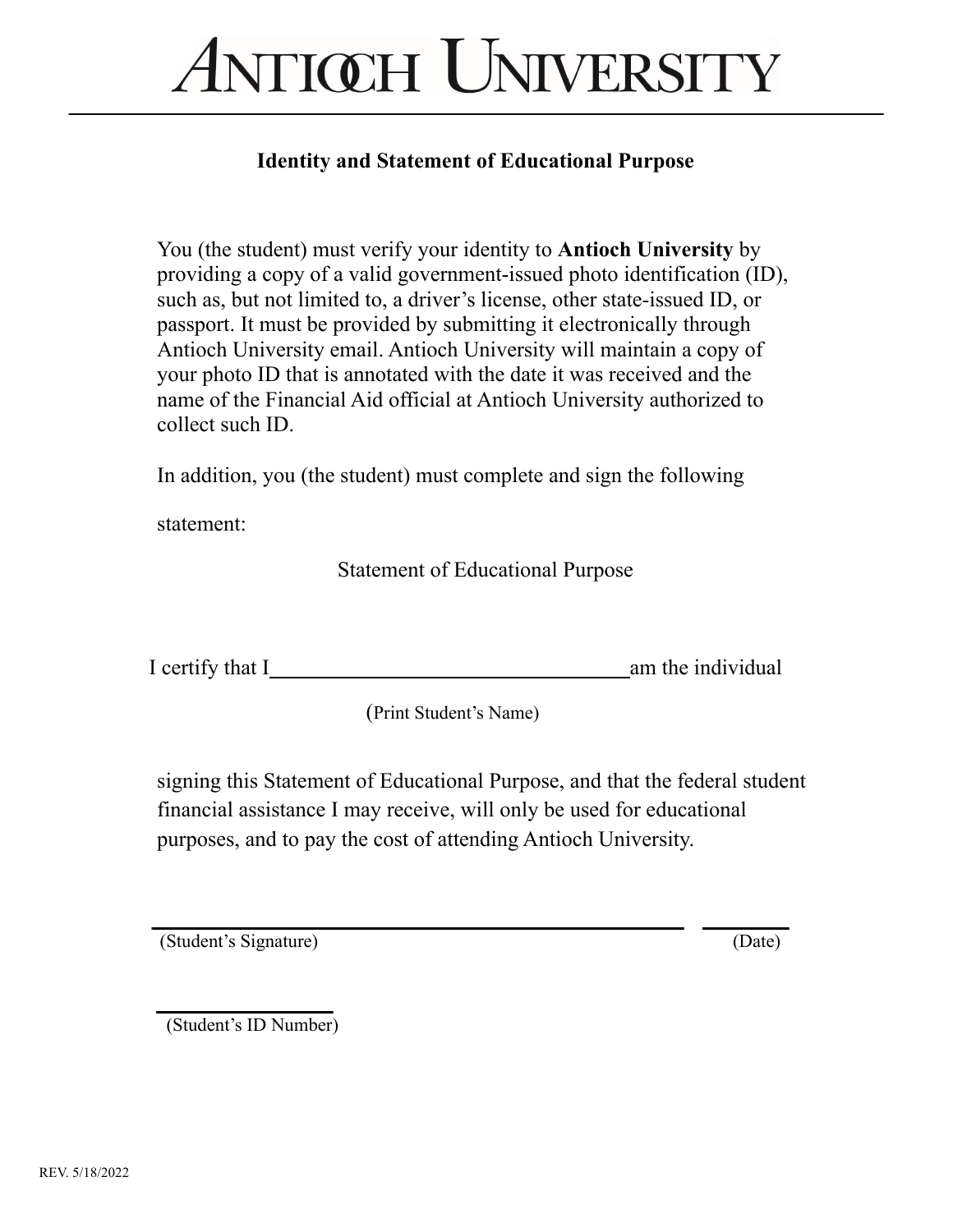# ANTIOCH UNIVERSITY

## Identity and Statement of Educational Purpose

You (the student) must verify your identity to **Antioch University** by providing a copy of a valid government-issued photo identification (ID), such as, but not limited to, a driver's license, other state-issued ID, or passport. It must be provided by submitting it electronically through Antioch University email. Antioch University will maintain a copy of your photo ID that is annotated with the date it was received and the name of the Financial Aid official at Antioch University authorized to collect such ID.

In addition, you (the student) must complete and sign the following statement:

Statement of Educational Purpose

I certify that I \_\_\_\_\_\_\_\_\_\_\_\_\_\_\_\_\_\_\_\_\_\_\_\_\_\_\_\_\_\_\_\_ am the individual

(Print Student's Name)

signing this Statement of Educational Purpose, and that the federal student financial assistance I may receive, will only be used for educational purposes, and to pay the cost of attending Antioch University.

\_\_\_\_\_\_\_\_\_\_\_\_\_\_\_\_\_\_\_\_\_\_\_\_\_\_\_\_\_\_\_\_\_\_\_\_\_\_\_\_ \_\_\_\_\_\_\_\_

(Student's Signature) (Date)

\_\_\_\_\_\_\_\_\_\_\_\_\_\_\_\_

(Student's ID Number)

REV. 5/18/2022